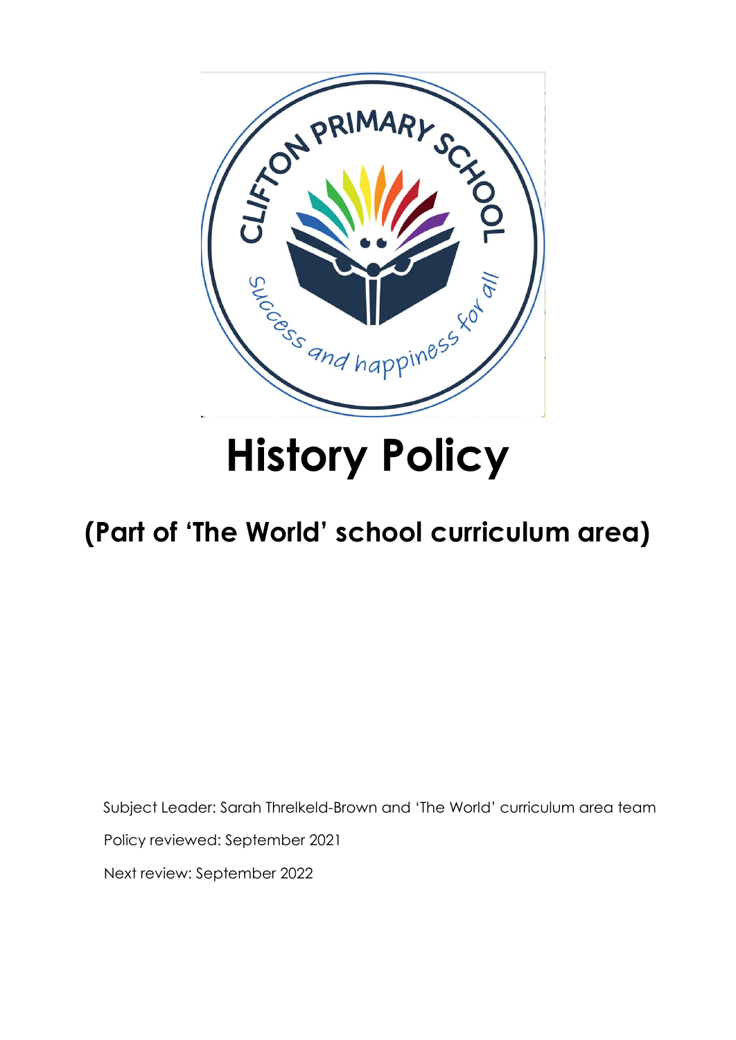# History Policy

## (Part of 'The World' school curriculum area)

Subject Leader: Sarah Threlkeld-Brown and 'The World' curriculum area team

Policy reviewed: September 2021

Next review: September 2022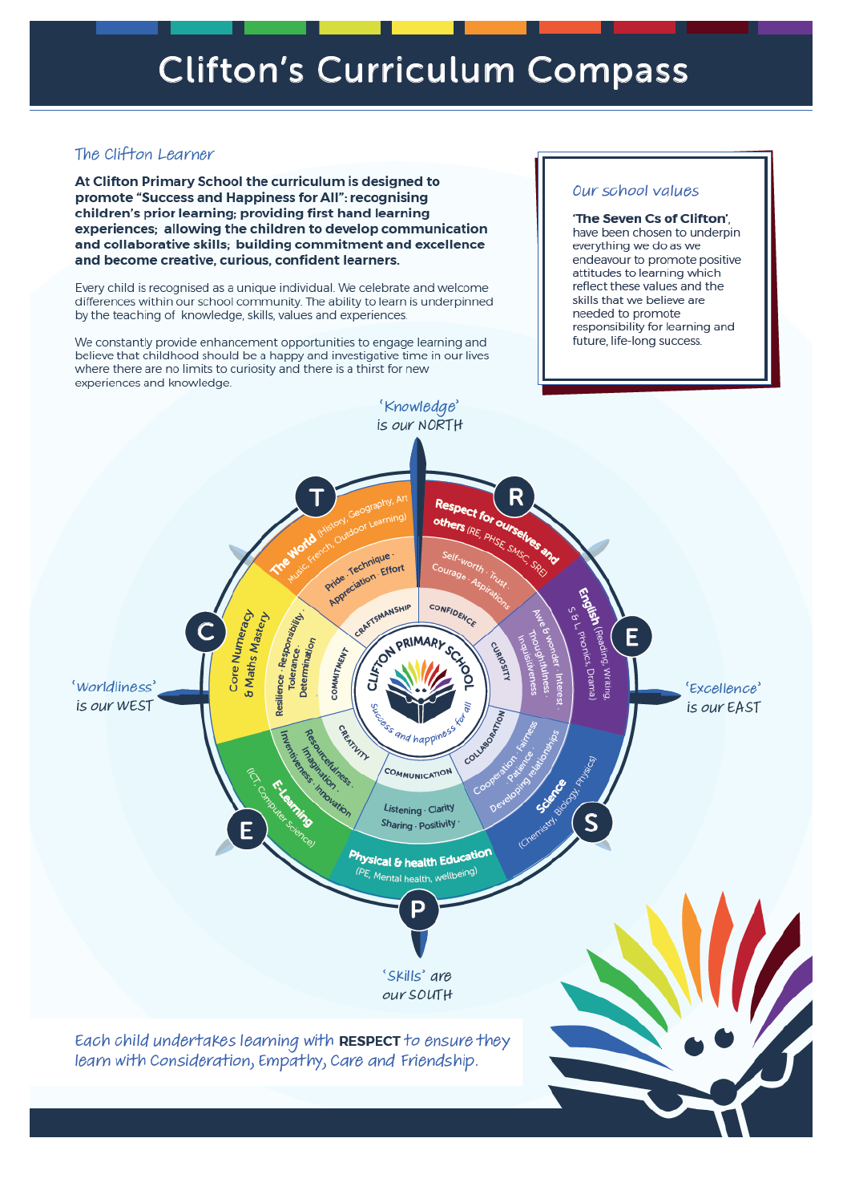# Clifton's Curriculum Compass

## The Clifton Learner

**At Clifton Primary School the curriculum is designed to promote "Success and Happiness for All": recognising children's prior learning; providing first hand learning experiences; allowing the children to develop communication and collaborative skills; building commitment and excellence and become creative, curious, confident learners.**

Every child is recognised as a unique individual. We celebrate and welcome differences within our school community. The ability to learn is underpinned by the teaching of knowledge, skills, values and experiences.

We constantly provide enhancement opportunities to engage learning and believe that childhood should be a happy and investigative time in our lives where there are no limits to curiosity and there is a thirst for new experiences and knowledge.

### Our school values

**'The Seven Cs of Clifton'**, have been chosen to underpin everything we do as we endeavour to promote positive attitudes to learning which reflect these values and the skills that we believe are needed to promote responsibility for learning and future, life-long success.

'Knowledge' is our NORTH

'Worldliness' is our WEST

'Excellence' is our EAST

'Skills' are our SOUTH

- **T** – **The World** (History, Geography, Art, Music, French, Outdoor Learning) – Pride · Technique · Appreciation · Effort – CRAFTSMANSHIP
- **R** – **Respect for ourselves and others** (RE, PHSE, SMSC, SRE) – Self-worth · Trust · Courage · Aspirations – CONFIDENCE
- **E** – **English** (Reading, Writing, S & L, Phonics, Drama) – Awe & wonder · Interest · Thoughtfulness · Inquisitiveness – CURIOSITY
- **S** – **Science** (Chemistry, Biology, Physics) – Cooperation · Fairness · Patience · Developing relationships – COLLABORATION
- **P** – **Physical & health Education** (PE, Mental health, wellbeing) – Listening · Clarity · Sharing · Positivity – COMMUNICATION
- **E** – **E-Learning** (ICT, Computer Science) – Resourcefulness · Imagination · Inventiveness · Innovation – CREATIVITY
- **C** – **Core Numeracy & Maths Mastery** – Resilience · Responsibility · Tolerance · Determination – COMMITMENT

CLIFTON PRIMARY SCHOOL – Success and happiness for all

*Each child undertakes learning with* **RESPECT** *to ensure they learn with Consideration, Empathy, Care and Friendship.*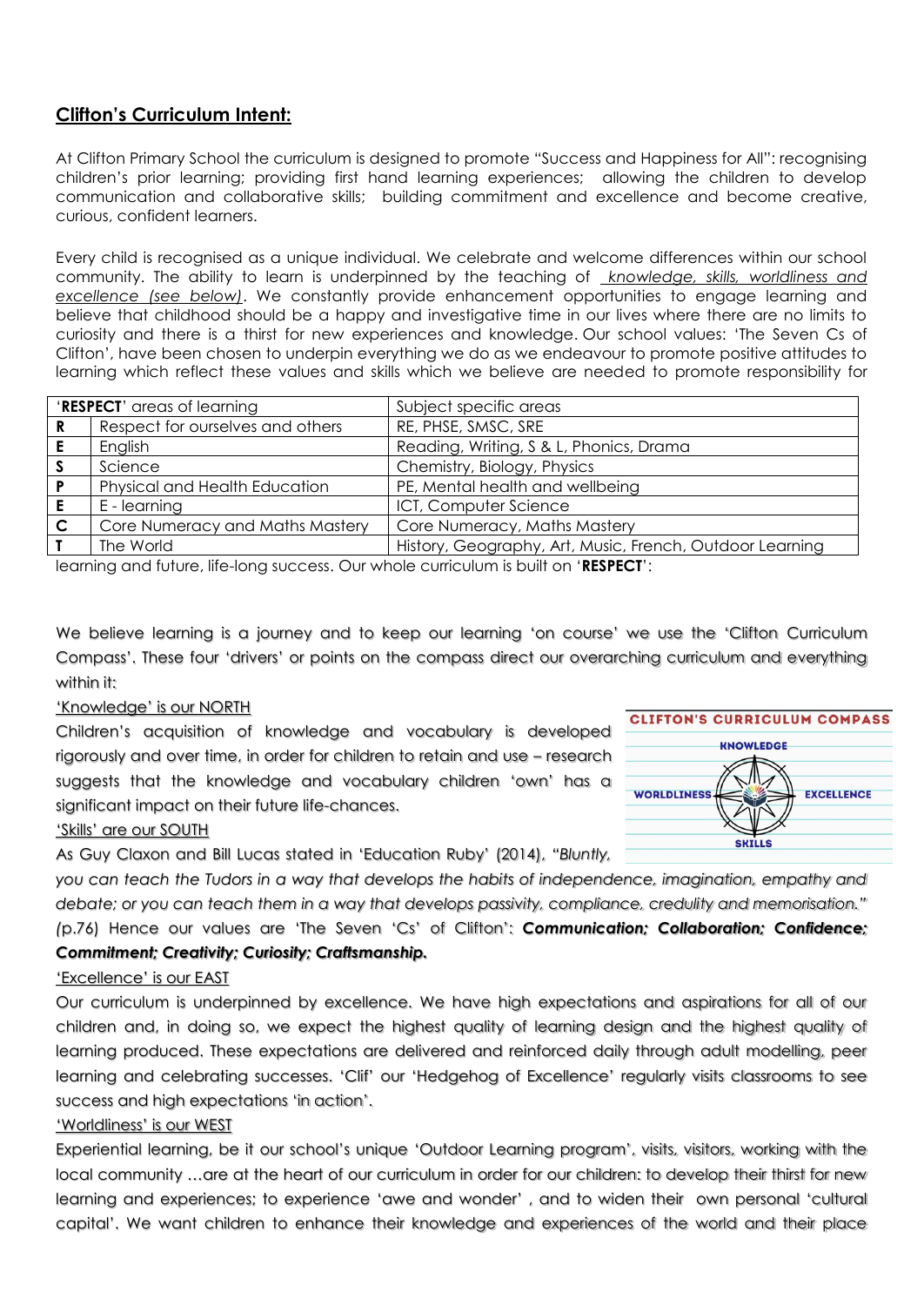## Clifton's Curriculum Intent:

At Clifton Primary School the curriculum is designed to promote "Success and Happiness for All": recognising children's prior learning; providing first hand learning experiences; allowing the children to develop communication and collaborative skills; building commitment and excellence and become creative, curious, confident learners.

Every child is recognised as a unique individual. We celebrate and welcome differences within our school community. The ability to learn is underpinned by the teaching of *knowledge, skills, worldliness and excellence (see below)*. We constantly provide enhancement opportunities to engage learning and believe that childhood should be a happy and investigative time in our lives where there are no limits to curiosity and there is a thirst for new experiences and knowledge. Our school values: 'The Seven Cs of Clifton', have been chosen to underpin everything we do as we endeavour to promote positive attitudes to learning which reflect these values and skills which we believe are needed to promote responsibility for learning and future, life-long success. Our whole curriculum is built on '**RESPECT**':

| '**RESPECT**' areas of learning | | Subject specific areas |
|---|---|---|
| **R** | Respect for ourselves and others | RE, PHSE, SMSC, SRE |
| **E** | English | Reading, Writing, S & L, Phonics, Drama |
| **S** | Science | Chemistry, Biology, Physics |
| **P** | Physical and Health Education | PE, Mental health and wellbeing |
| **E** | E - learning | ICT, Computer Science |
| **C** | Core Numeracy and Maths Mastery | Core Numeracy, Maths Mastery |
| **T** | The World | History, Geography, Art, Music, French, Outdoor Learning |

We believe learning is a journey and to keep our learning 'on course' we use the 'Clifton Curriculum Compass'. These four 'drivers' or points on the compass direct our overarching curriculum and everything within it:

'Knowledge' is our NORTH

Children's acquisition of knowledge and vocabulary is developed rigorously and over time, in order for children to retain and use – research suggests that the knowledge and vocabulary children 'own' has a significant impact on their future life-chances.

CLIFTON'S CURRICULUM COMPASS

KNOWLEDGE

WORLDLINESS EXCELLENCE

SKILLS

'Skills' are our SOUTH

As Guy Claxon and Bill Lucas stated in 'Education Ruby' (2014), "*Bluntly, you can teach the Tudors in a way that develops the habits of independence, imagination, empathy and debate; or you can teach them in a way that develops passivity, compliance, credulity and memorisation."* (p.76) Hence our values are 'The Seven 'Cs' of Clifton': ***Communication; Collaboration; Confidence; Commitment; Creativity; Curiosity; Craftsmanship.***

'Excellence' is our EAST

Our curriculum is underpinned by excellence. We have high expectations and aspirations for all of our children and, in doing so, we expect the highest quality of learning design and the highest quality of learning produced. These expectations are delivered and reinforced daily through adult modelling, peer learning and celebrating successes. 'Clif' our 'Hedgehog of Excellence' regularly visits classrooms to see success and high expectations 'in action'.

'Worldliness' is our WEST

Experiential learning, be it our school's unique 'Outdoor Learning program', visits, visitors, working with the local community …are at the heart of our curriculum in order for our children: to develop their thirst for new learning and experiences; to experience 'awe and wonder' , and to widen their own personal 'cultural capital'. We want children to enhance their knowledge and experiences of the world and their place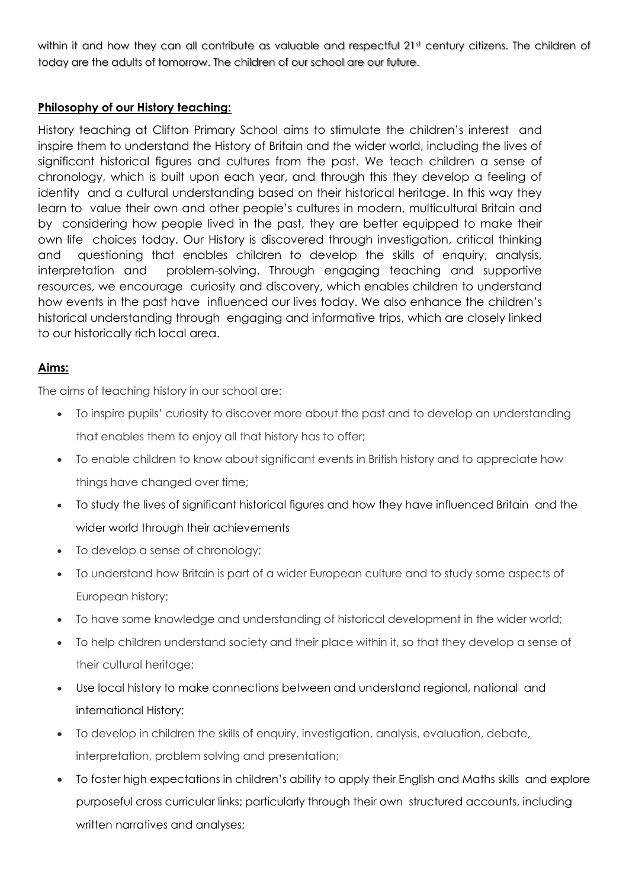within it and how they can all contribute as valuable and respectful 21st century citizens. The children of today are the adults of tomorrow. The children of our school are our future.

**Philosophy of our History teaching:**

History teaching at Clifton Primary School aims to stimulate the children's interest and inspire them to understand the History of Britain and the wider world, including the lives of significant historical figures and cultures from the past. We teach children a sense of chronology, which is built upon each year, and through this they develop a feeling of identity and a cultural understanding based on their historical heritage. In this way they learn to value their own and other people's cultures in modern, multicultural Britain and by considering how people lived in the past, they are better equipped to make their own life choices today. Our History is discovered through investigation, critical thinking and questioning that enables children to develop the skills of enquiry, analysis, interpretation and problem-solving. Through engaging teaching and supportive resources, we encourage curiosity and discovery, which enables children to understand how events in the past have influenced our lives today. We also enhance the children's historical understanding through engaging and informative trips, which are closely linked to our historically rich local area.

**Aims:**

The aims of teaching history in our school are:

- To inspire pupils' curiosity to discover more about the past and to develop an understanding that enables them to enjoy all that history has to offer;
- To enable children to know about significant events in British history and to appreciate how things have changed over time;
- To study the lives of significant historical figures and how they have influenced Britain and the wider world through their achievements
- To develop a sense of chronology;
- To understand how Britain is part of a wider European culture and to study some aspects of European history;
- To have some knowledge and understanding of historical development in the wider world;
- To help children understand society and their place within it, so that they develop a sense of their cultural heritage;
- Use local history to make connections between and understand regional, national and international History;
- To develop in children the skills of enquiry, investigation, analysis, evaluation, debate, interpretation, problem solving and presentation;
- To foster high expectations in children's ability to apply their English and Maths skills and explore purposeful cross curricular links; particularly through their own structured accounts, including written narratives and analyses;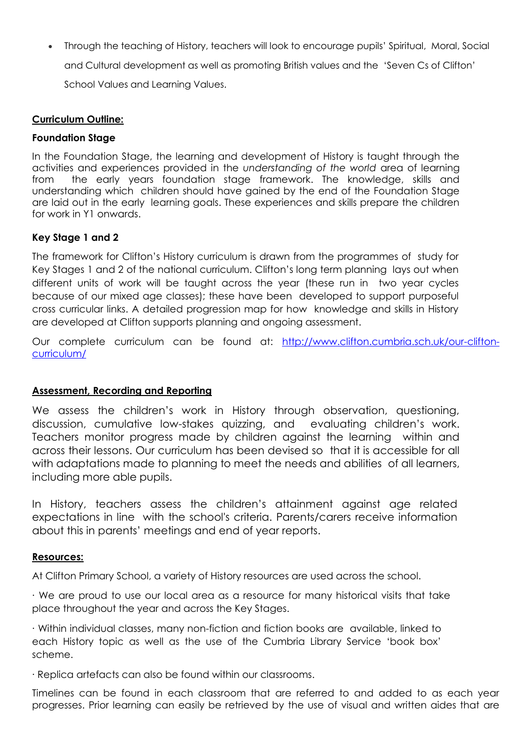- Through the teaching of History, teachers will look to encourage pupils' Spiritual, Moral, Social and Cultural development as well as promoting British values and the 'Seven Cs of Clifton' School Values and Learning Values.

## Curriculum Outline:

### Foundation Stage

In the Foundation Stage, the learning and development of History is taught through the activities and experiences provided in the *understanding of the world* area of learning from the early years foundation stage framework. The knowledge, skills and understanding which children should have gained by the end of the Foundation Stage are laid out in the early learning goals. These experiences and skills prepare the children for work in Y1 onwards.

### Key Stage 1 and 2

The framework for Clifton's History curriculum is drawn from the programmes of study for Key Stages 1 and 2 of the national curriculum. Clifton's long term planning lays out when different units of work will be taught across the year (these run in two year cycles because of our mixed age classes); these have been developed to support purposeful cross curricular links. A detailed progression map for how knowledge and skills in History are developed at Clifton supports planning and ongoing assessment.

Our complete curriculum can be found at: [http://www.clifton.cumbria.sch.uk/our-clifton-curriculum/](http://www.clifton.cumbria.sch.uk/our-clifton-curriculum/)

## Assessment, Recording and Reporting

We assess the children's work in History through observation, questioning, discussion, cumulative low-stakes quizzing, and evaluating children's work. Teachers monitor progress made by children against the learning within and across their lessons. Our curriculum has been devised so that it is accessible for all with adaptations made to planning to meet the needs and abilities of all learners, including more able pupils.

In History, teachers assess the children's attainment against age related expectations in line with the school's criteria. Parents/carers receive information about this in parents' meetings and end of year reports.

## Resources:

At Clifton Primary School, a variety of History resources are used across the school.

· We are proud to use our local area as a resource for many historical visits that take place throughout the year and across the Key Stages.

· Within individual classes, many non-fiction and fiction books are available, linked to each History topic as well as the use of the Cumbria Library Service 'book box' scheme.

· Replica artefacts can also be found within our classrooms.

Timelines can be found in each classroom that are referred to and added to as each year progresses. Prior learning can easily be retrieved by the use of visual and written aides that are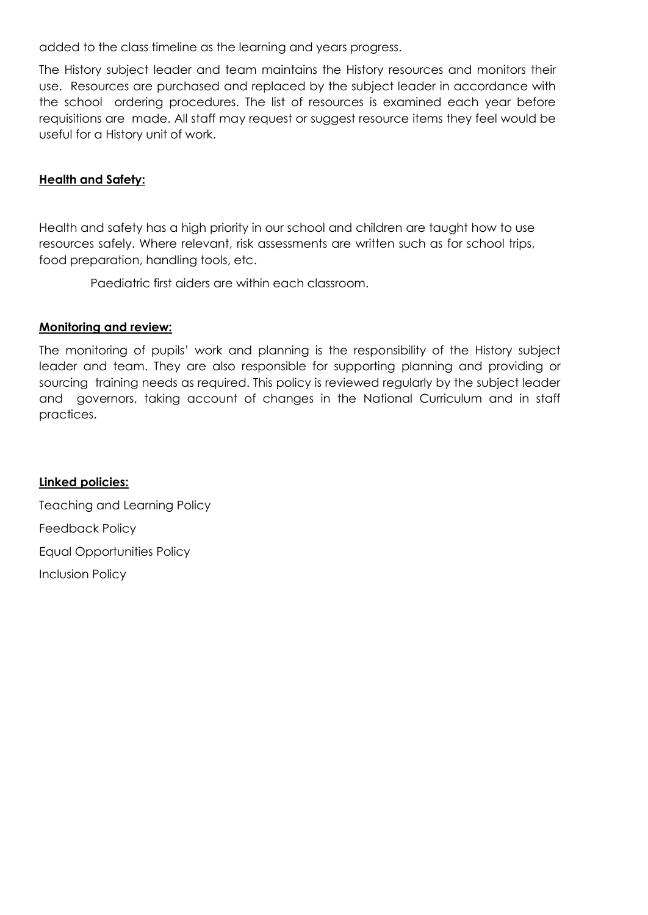added to the class timeline as the learning and years progress.

The History subject leader and team maintains the History resources and monitors their use. Resources are purchased and replaced by the subject leader in accordance with the school ordering procedures. The list of resources is examined each year before requisitions are made. All staff may request or suggest resource items they feel would be useful for a History unit of work.

**Health and Safety:**

Health and safety has a high priority in our school and children are taught how to use resources safely. Where relevant, risk assessments are written such as for school trips, food preparation, handling tools, etc.

Paediatric first aiders are within each classroom.

**Monitoring and review:**

The monitoring of pupils' work and planning is the responsibility of the History subject leader and team. They are also responsible for supporting planning and providing or sourcing training needs as required. This policy is reviewed regularly by the subject leader and governors, taking account of changes in the National Curriculum and in staff practices.

**Linked policies:**

Teaching and Learning Policy

Feedback Policy

Equal Opportunities Policy

Inclusion Policy